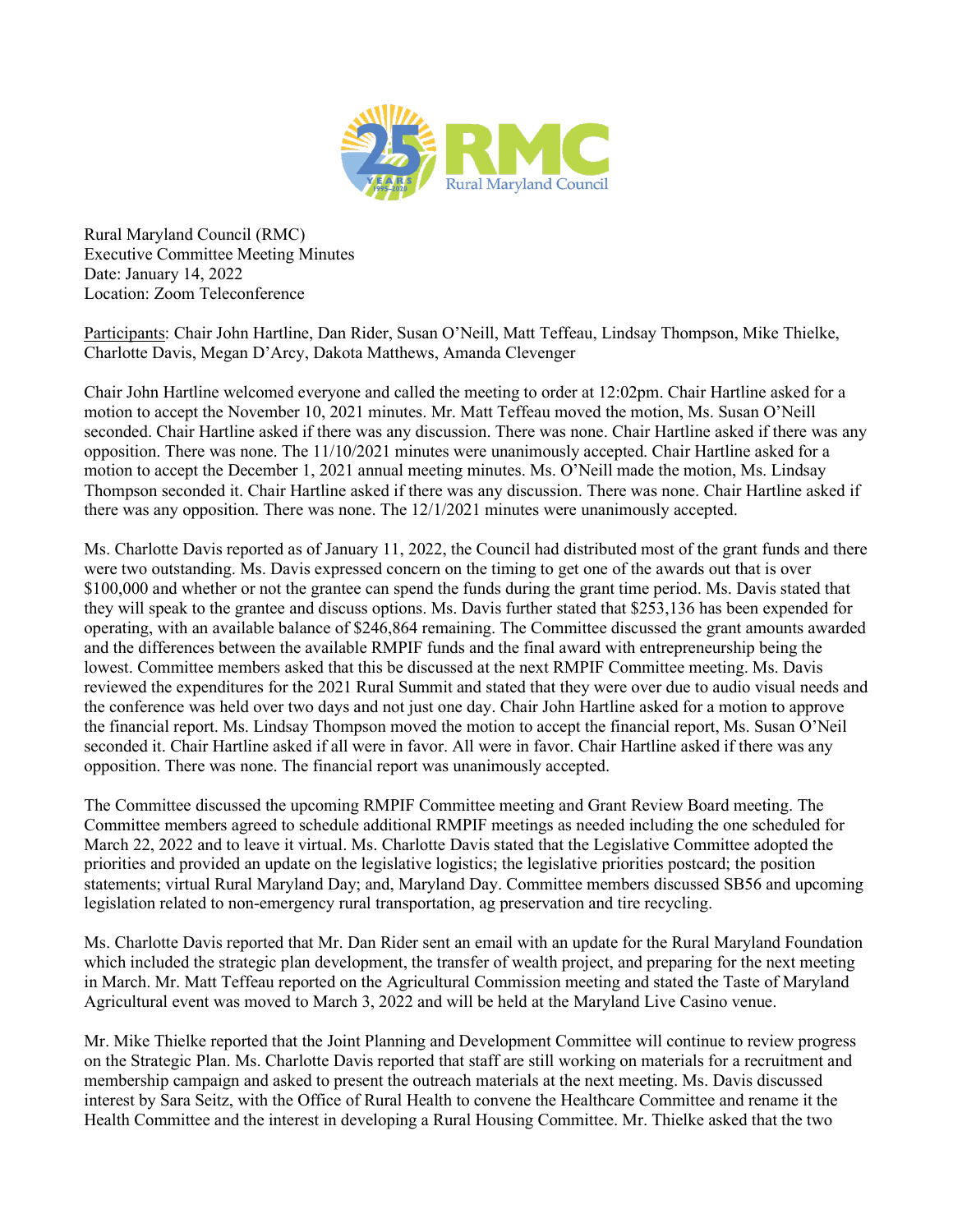Rural Maryland Council (RMC)
Executive Committee Meeting Minutes
Date: January 14, 2022
Location: Zoom Teleconference

Participants: Chair John Hartline, Dan Rider, Susan O'Neill, Matt Teffeau, Lindsay Thompson, Mike Thielke, Charlotte Davis, Megan D'Arcy, Dakota Matthews, Amanda Clevenger

Chair John Hartline welcomed everyone and called the meeting to order at 12:02pm. Chair Hartline asked for a motion to accept the November 10, 2021 minutes. Mr. Matt Teffeau moved the motion, Ms. Susan O'Neill seconded. Chair Hartline asked if there was any discussion. There was none. Chair Hartline asked if there was any opposition. There was none. The 11/10/2021 minutes were unanimously accepted. Chair Hartline asked for a motion to accept the December 1, 2021 annual meeting minutes. Ms. O'Neill made the motion, Ms. Lindsay Thompson seconded it. Chair Hartline asked if there was any discussion. There was none. Chair Hartline asked if there was any opposition. There was none. The 12/1/2021 minutes were unanimously accepted.

Ms. Charlotte Davis reported as of January 11, 2022, the Council had distributed most of the grant funds and there were two outstanding. Ms. Davis expressed concern on the timing to get one of the awards out that is over $100,000 and whether or not the grantee can spend the funds during the grant time period. Ms. Davis stated that they will speak to the grantee and discuss options. Ms. Davis further stated that $253,136 has been expended for operating, with an available balance of $246,864 remaining. The Committee discussed the grant amounts awarded and the differences between the available RMPIF funds and the final award with entrepreneurship being the lowest. Committee members asked that this be discussed at the next RMPIF Committee meeting. Ms. Davis reviewed the expenditures for the 2021 Rural Summit and stated that they were over due to audio visual needs and the conference was held over two days and not just one day. Chair John Hartline asked for a motion to approve the financial report. Ms. Lindsay Thompson moved the motion to accept the financial report, Ms. Susan O'Neil seconded it. Chair Hartline asked if all were in favor. All were in favor. Chair Hartline asked if there was any opposition. There was none. The financial report was unanimously accepted.

The Committee discussed the upcoming RMPIF Committee meeting and Grant Review Board meeting. The Committee members agreed to schedule additional RMPIF meetings as needed including the one scheduled for March 22, 2022 and to leave it virtual. Ms. Charlotte Davis stated that the Legislative Committee adopted the priorities and provided an update on the legislative logistics; the legislative priorities postcard; the position statements; virtual Rural Maryland Day; and, Maryland Day. Committee members discussed SB56 and upcoming legislation related to non-emergency rural transportation, ag preservation and tire recycling.

Ms. Charlotte Davis reported that Mr. Dan Rider sent an email with an update for the Rural Maryland Foundation which included the strategic plan development, the transfer of wealth project, and preparing for the next meeting in March. Mr. Matt Teffeau reported on the Agricultural Commission meeting and stated the Taste of Maryland Agricultural event was moved to March 3, 2022 and will be held at the Maryland Live Casino venue.

Mr. Mike Thielke reported that the Joint Planning and Development Committee will continue to review progress on the Strategic Plan. Ms. Charlotte Davis reported that staff are still working on materials for a recruitment and membership campaign and asked to present the outreach materials at the next meeting. Ms. Davis discussed interest by Sara Seitz, with the Office of Rural Health to convene the Healthcare Committee and rename it the Health Committee and the interest in developing a Rural Housing Committee. Mr. Thielke asked that the two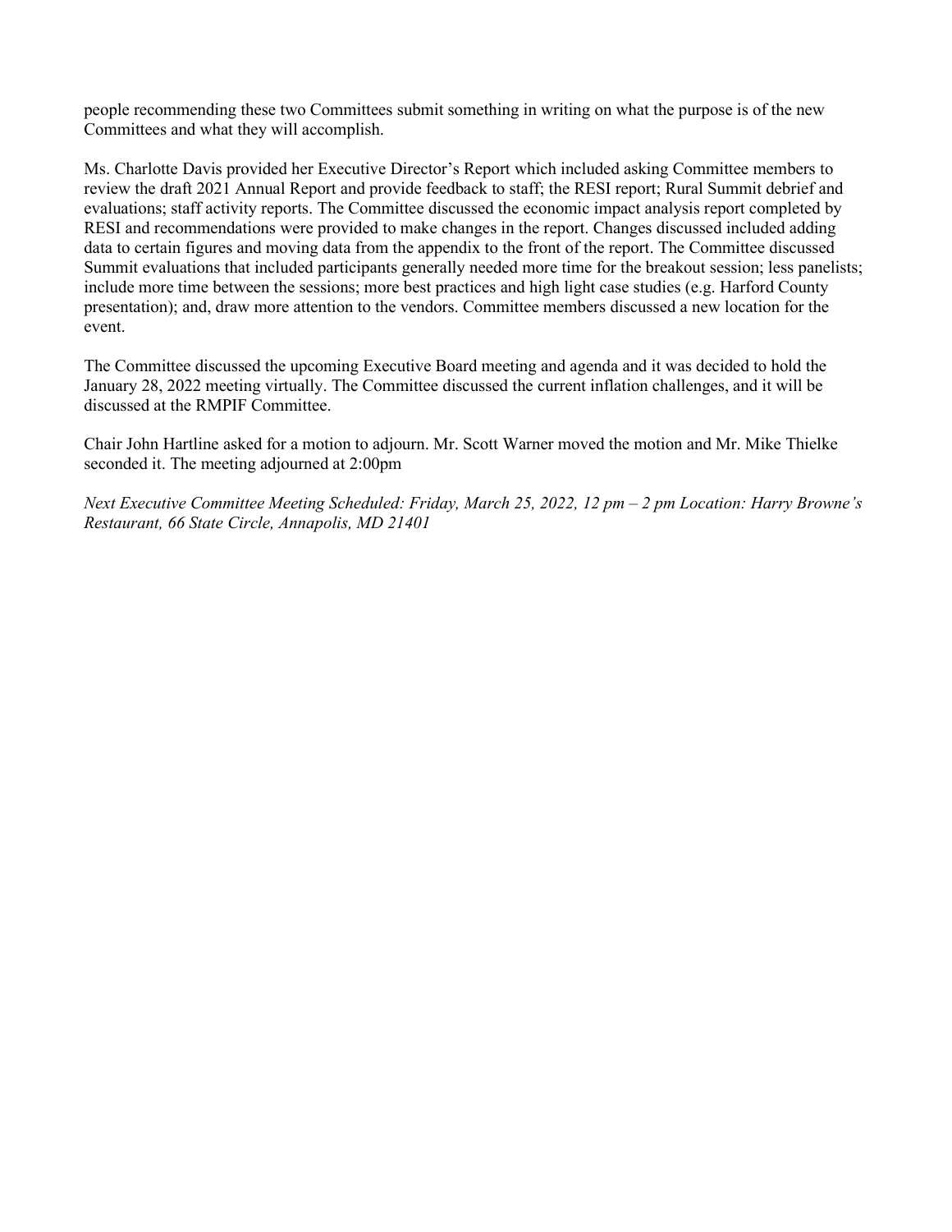people recommending these two Committees submit something in writing on what the purpose is of the new Committees and what they will accomplish.

Ms. Charlotte Davis provided her Executive Director's Report which included asking Committee members to review the draft 2021 Annual Report and provide feedback to staff; the RESI report; Rural Summit debrief and evaluations; staff activity reports. The Committee discussed the economic impact analysis report completed by RESI and recommendations were provided to make changes in the report. Changes discussed included adding data to certain figures and moving data from the appendix to the front of the report. The Committee discussed Summit evaluations that included participants generally needed more time for the breakout session; less panelists; include more time between the sessions; more best practices and high light case studies (e.g. Harford County presentation); and, draw more attention to the vendors. Committee members discussed a new location for the event.

The Committee discussed the upcoming Executive Board meeting and agenda and it was decided to hold the January 28, 2022 meeting virtually. The Committee discussed the current inflation challenges, and it will be discussed at the RMPIF Committee.

Chair John Hartline asked for a motion to adjourn. Mr. Scott Warner moved the motion and Mr. Mike Thielke seconded it. The meeting adjourned at 2:00pm

*Next Executive Committee Meeting Scheduled: Friday, March 25, 2022, 12 pm – 2 pm Location: Harry Browne's Restaurant, 66 State Circle, Annapolis, MD 21401*